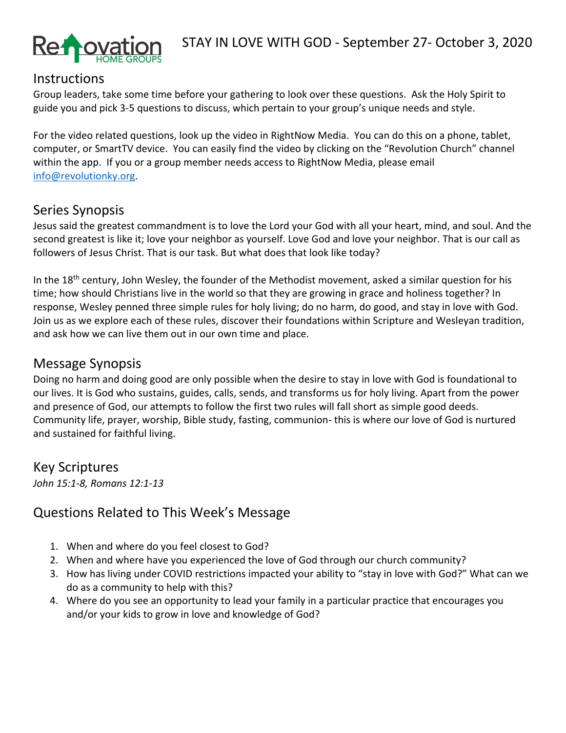Renovation HOME GROUPS

# STAY IN LOVE WITH GOD - September 27- October 3, 2020

## Instructions

Group leaders, take some time before your gathering to look over these questions. Ask the Holy Spirit to guide you and pick 3-5 questions to discuss, which pertain to your group's unique needs and style.

For the video related questions, look up the video in RightNow Media. You can do this on a phone, tablet, computer, or SmartTV device. You can easily find the video by clicking on the "Revolution Church" channel within the app. If you or a group member needs access to RightNow Media, please email info@revolutionky.org.

## Series Synopsis

Jesus said the greatest commandment is to love the Lord your God with all your heart, mind, and soul. And the second greatest is like it; love your neighbor as yourself. Love God and love your neighbor. That is our call as followers of Jesus Christ. That is our task. But what does that look like today?

In the 18th century, John Wesley, the founder of the Methodist movement, asked a similar question for his time; how should Christians live in the world so that they are growing in grace and holiness together? In response, Wesley penned three simple rules for holy living; do no harm, do good, and stay in love with God. Join us as we explore each of these rules, discover their foundations within Scripture and Wesleyan tradition, and ask how we can live them out in our own time and place.

## Message Synopsis

Doing no harm and doing good are only possible when the desire to stay in love with God is foundational to our lives. It is God who sustains, guides, calls, sends, and transforms us for holy living. Apart from the power and presence of God, our attempts to follow the first two rules will fall short as simple good deeds. Community life, prayer, worship, Bible study, fasting, communion- this is where our love of God is nurtured and sustained for faithful living.

## Key Scriptures

*John 15:1-8, Romans 12:1-13*

## Questions Related to This Week's Message

1. When and where do you feel closest to God?
2. When and where have you experienced the love of God through our church community?
3. How has living under COVID restrictions impacted your ability to "stay in love with God?" What can we do as a community to help with this?
4. Where do you see an opportunity to lead your family in a particular practice that encourages you and/or your kids to grow in love and knowledge of God?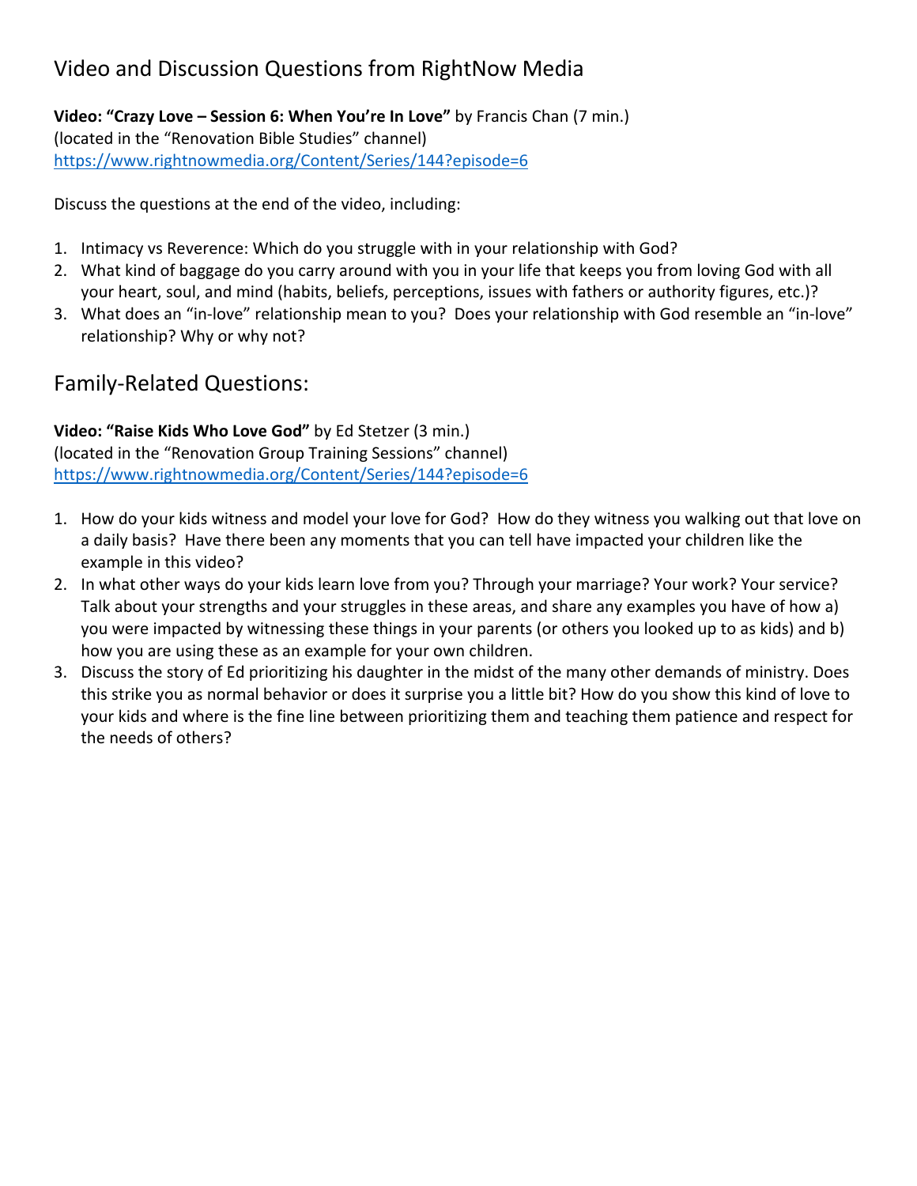# Video and Discussion Questions from RightNow Media

**Video: "Crazy Love – Session 6: When You're In Love"** by Francis Chan (7 min.)
(located in the "Renovation Bible Studies" channel)
https://www.rightnowmedia.org/Content/Series/144?episode=6

Discuss the questions at the end of the video, including:

1. Intimacy vs Reverence: Which do you struggle with in your relationship with God?
2. What kind of baggage do you carry around with you in your life that keeps you from loving God with all your heart, soul, and mind (habits, beliefs, perceptions, issues with fathers or authority figures, etc.)?
3. What does an "in-love" relationship mean to you? Does your relationship with God resemble an "in-love" relationship? Why or why not?

# Family-Related Questions:

**Video: "Raise Kids Who Love God"** by Ed Stetzer (3 min.)
(located in the "Renovation Group Training Sessions" channel)
https://www.rightnowmedia.org/Content/Series/144?episode=6

1. How do your kids witness and model your love for God? How do they witness you walking out that love on a daily basis? Have there been any moments that you can tell have impacted your children like the example in this video?
2. In what other ways do your kids learn love from you? Through your marriage? Your work? Your service? Talk about your strengths and your struggles in these areas, and share any examples you have of how a) you were impacted by witnessing these things in your parents (or others you looked up to as kids) and b) how you are using these as an example for your own children.
3. Discuss the story of Ed prioritizing his daughter in the midst of the many other demands of ministry. Does this strike you as normal behavior or does it surprise you a little bit? How do you show this kind of love to your kids and where is the fine line between prioritizing them and teaching them patience and respect for the needs of others?